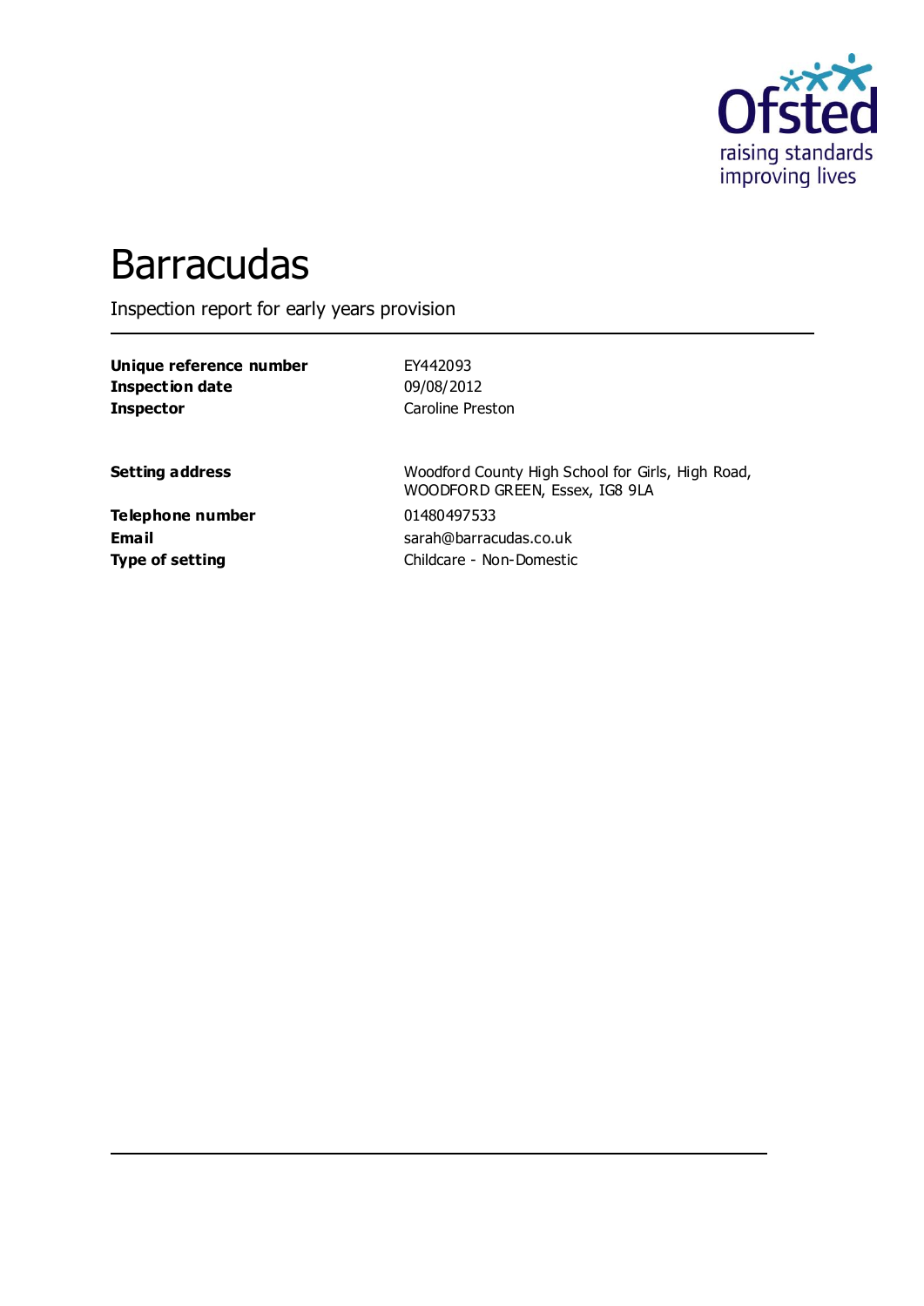# Barracudas

Inspection report for early years provision

| | |
|---|---|
| **Unique reference number** | EY442093 |
| **Inspection date** | 09/08/2012 |
| **Inspector** | Caroline Preston |
| | |
| **Setting address** | Woodford County High School for Girls, High Road, WOODFORD GREEN, Essex, IG8 9LA |
| **Telephone number** | 01480497533 |
| **Email** | sarah@barracudas.co.uk |
| **Type of setting** | Childcare - Non-Domestic |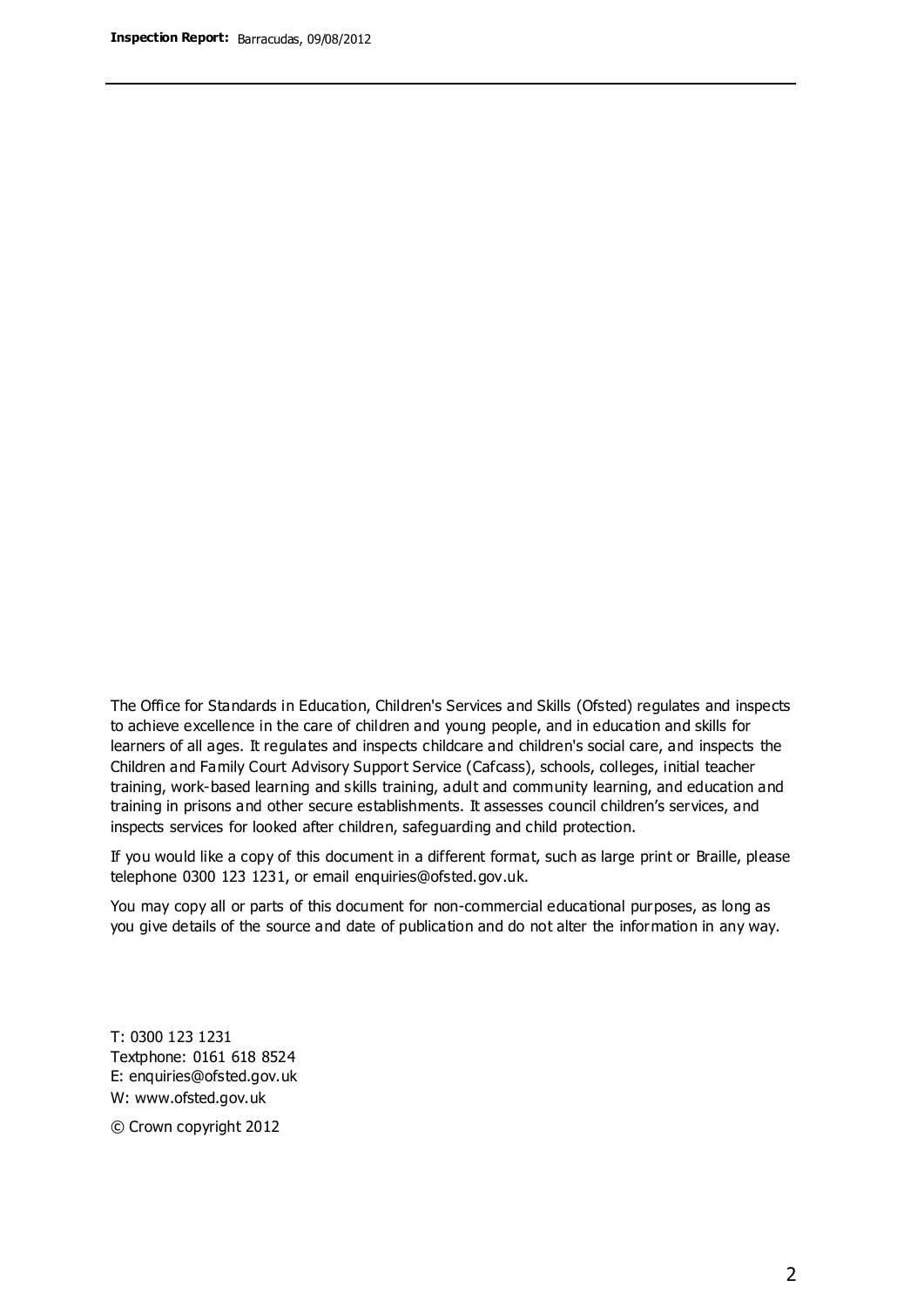The Office for Standards in Education, Children's Services and Skills (Ofsted) regulates and inspects to achieve excellence in the care of children and young people, and in education and skills for learners of all ages. It regulates and inspects childcare and children's social care, and inspects the Children and Family Court Advisory Support Service (Cafcass), schools, colleges, initial teacher training, work-based learning and skills training, adult and community learning, and education and training in prisons and other secure establishments. It assesses council children's services, and inspects services for looked after children, safeguarding and child protection.

If you would like a copy of this document in a different format, such as large print or Braille, please telephone 0300 123 1231, or email enquiries@ofsted.gov.uk.

You may copy all or parts of this document for non-commercial educational purposes, as long as you give details of the source and date of publication and do not alter the information in any way.

T: 0300 123 1231
Textphone: 0161 618 8524
E: enquiries@ofsted.gov.uk
W: www.ofsted.gov.uk

© Crown copyright 2012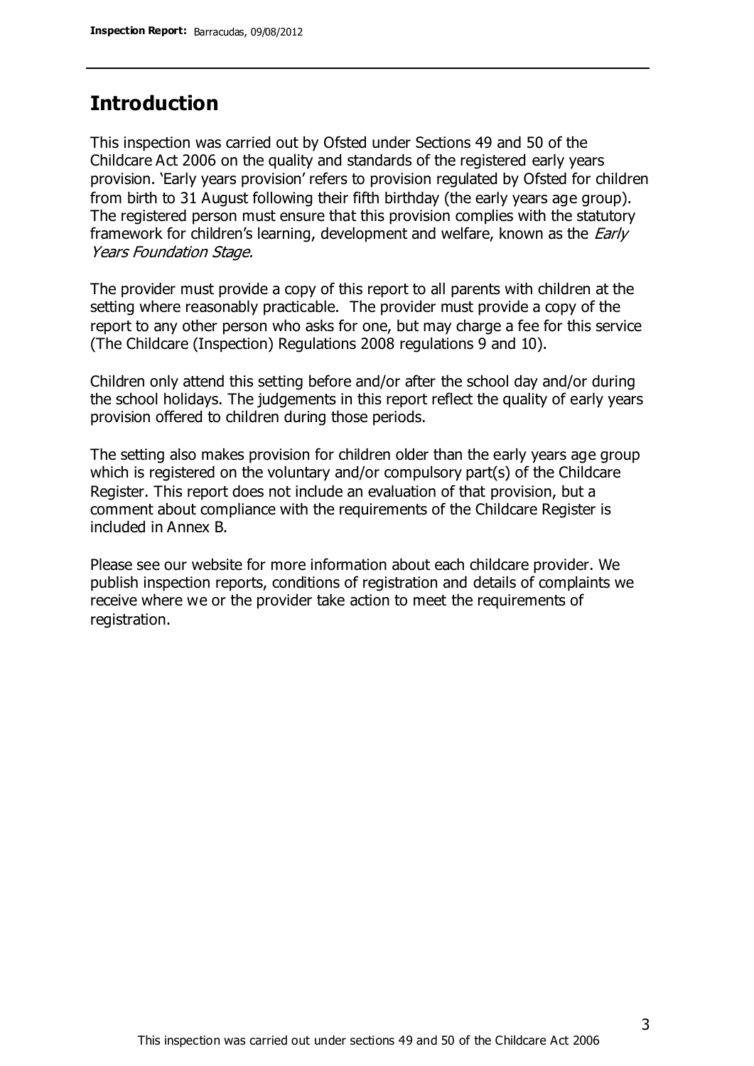## Introduction

This inspection was carried out by Ofsted under Sections 49 and 50 of the Childcare Act 2006 on the quality and standards of the registered early years provision. 'Early years provision' refers to provision regulated by Ofsted for children from birth to 31 August following their fifth birthday (the early years age group). The registered person must ensure that this provision complies with the statutory framework for children's learning, development and welfare, known as the *Early Years Foundation Stage.*

The provider must provide a copy of this report to all parents with children at the setting where reasonably practicable. The provider must provide a copy of the report to any other person who asks for one, but may charge a fee for this service (The Childcare (Inspection) Regulations 2008 regulations 9 and 10).

Children only attend this setting before and/or after the school day and/or during the school holidays. The judgements in this report reflect the quality of early years provision offered to children during those periods.

The setting also makes provision for children older than the early years age group which is registered on the voluntary and/or compulsory part(s) of the Childcare Register. This report does not include an evaluation of that provision, but a comment about compliance with the requirements of the Childcare Register is included in Annex B.

Please see our website for more information about each childcare provider. We publish inspection reports, conditions of registration and details of complaints we receive where we or the provider take action to meet the requirements of registration.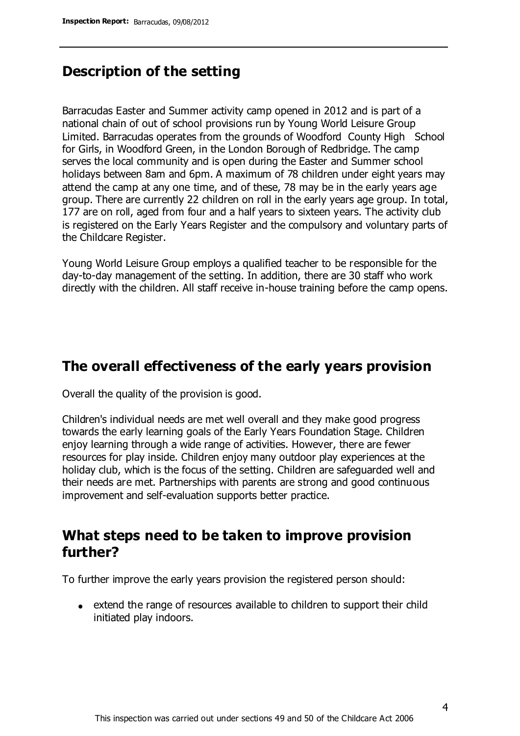## Description of the setting

Barracudas Easter and Summer activity camp opened in 2012 and is part of a national chain of out of school provisions run by Young World Leisure Group Limited. Barracudas operates from the grounds of Woodford County High School for Girls, in Woodford Green, in the London Borough of Redbridge. The camp serves the local community and is open during the Easter and Summer school holidays between 8am and 6pm. A maximum of 78 children under eight years may attend the camp at any one time, and of these, 78 may be in the early years age group. There are currently 22 children on roll in the early years age group. In total, 177 are on roll, aged from four and a half years to sixteen years. The activity club is registered on the Early Years Register and the compulsory and voluntary parts of the Childcare Register.

Young World Leisure Group employs a qualified teacher to be responsible for the day-to-day management of the setting. In addition, there are 30 staff who work directly with the children. All staff receive in-house training before the camp opens.

## The overall effectiveness of the early years provision

Overall the quality of the provision is good.

Children's individual needs are met well overall and they make good progress towards the early learning goals of the Early Years Foundation Stage. Children enjoy learning through a wide range of activities. However, there are fewer resources for play inside. Children enjoy many outdoor play experiences at the holiday club, which is the focus of the setting. Children are safeguarded well and their needs are met. Partnerships with parents are strong and good continuous improvement and self-evaluation supports better practice.

## What steps need to be taken to improve provision further?

To further improve the early years provision the registered person should:

- extend the range of resources available to children to support their child initiated play indoors.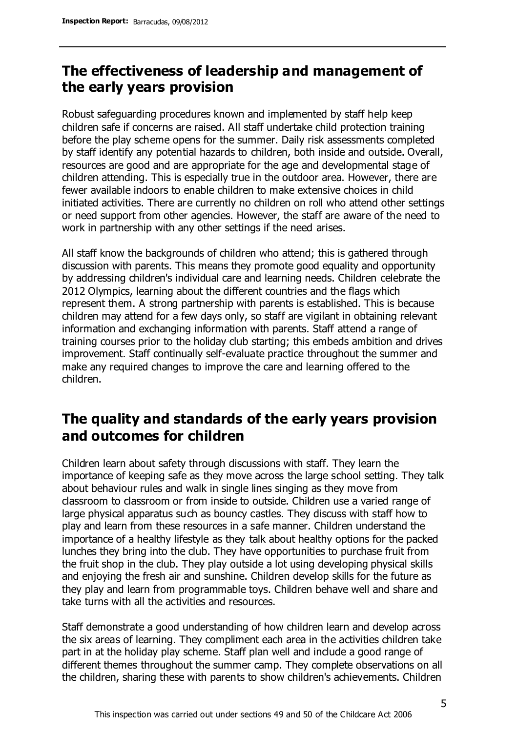## The effectiveness of leadership and management of the early years provision

Robust safeguarding procedures known and implemented by staff help keep children safe if concerns are raised. All staff undertake child protection training before the play scheme opens for the summer. Daily risk assessments completed by staff identify any potential hazards to children, both inside and outside. Overall, resources are good and are appropriate for the age and developmental stage of children attending. This is especially true in the outdoor area. However, there are fewer available indoors to enable children to make extensive choices in child initiated activities. There are currently no children on roll who attend other settings or need support from other agencies. However, the staff are aware of the need to work in partnership with any other settings if the need arises.

All staff know the backgrounds of children who attend; this is gathered through discussion with parents. This means they promote good equality and opportunity by addressing children's individual care and learning needs. Children celebrate the 2012 Olympics, learning about the different countries and the flags which represent them. A strong partnership with parents is established. This is because children may attend for a few days only, so staff are vigilant in obtaining relevant information and exchanging information with parents. Staff attend a range of training courses prior to the holiday club starting; this embeds ambition and drives improvement. Staff continually self-evaluate practice throughout the summer and make any required changes to improve the care and learning offered to the children.

## The quality and standards of the early years provision and outcomes for children

Children learn about safety through discussions with staff. They learn the importance of keeping safe as they move across the large school setting. They talk about behaviour rules and walk in single lines singing as they move from classroom to classroom or from inside to outside. Children use a varied range of large physical apparatus such as bouncy castles. They discuss with staff how to play and learn from these resources in a safe manner. Children understand the importance of a healthy lifestyle as they talk about healthy options for the packed lunches they bring into the club. They have opportunities to purchase fruit from the fruit shop in the club. They play outside a lot using developing physical skills and enjoying the fresh air and sunshine. Children develop skills for the future as they play and learn from programmable toys. Children behave well and share and take turns with all the activities and resources.

Staff demonstrate a good understanding of how children learn and develop across the six areas of learning. They compliment each area in the activities children take part in at the holiday play scheme. Staff plan well and include a good range of different themes throughout the summer camp. They complete observations on all the children, sharing these with parents to show children's achievements. Children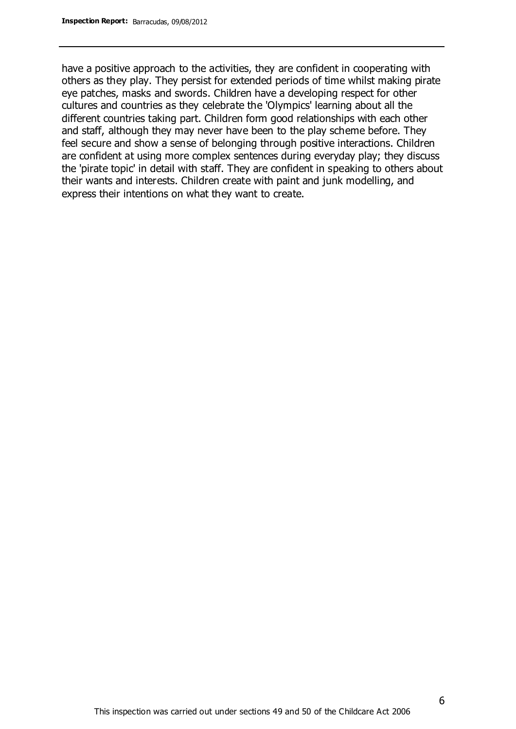have a positive approach to the activities, they are confident in cooperating with others as they play. They persist for extended periods of time whilst making pirate eye patches, masks and swords. Children have a developing respect for other cultures and countries as they celebrate the 'Olympics' learning about all the different countries taking part. Children form good relationships with each other and staff, although they may never have been to the play scheme before. They feel secure and show a sense of belonging through positive interactions. Children are confident at using more complex sentences during everyday play; they discuss the 'pirate topic' in detail with staff. They are confident in speaking to others about their wants and interests. Children create with paint and junk modelling, and express their intentions on what they want to create.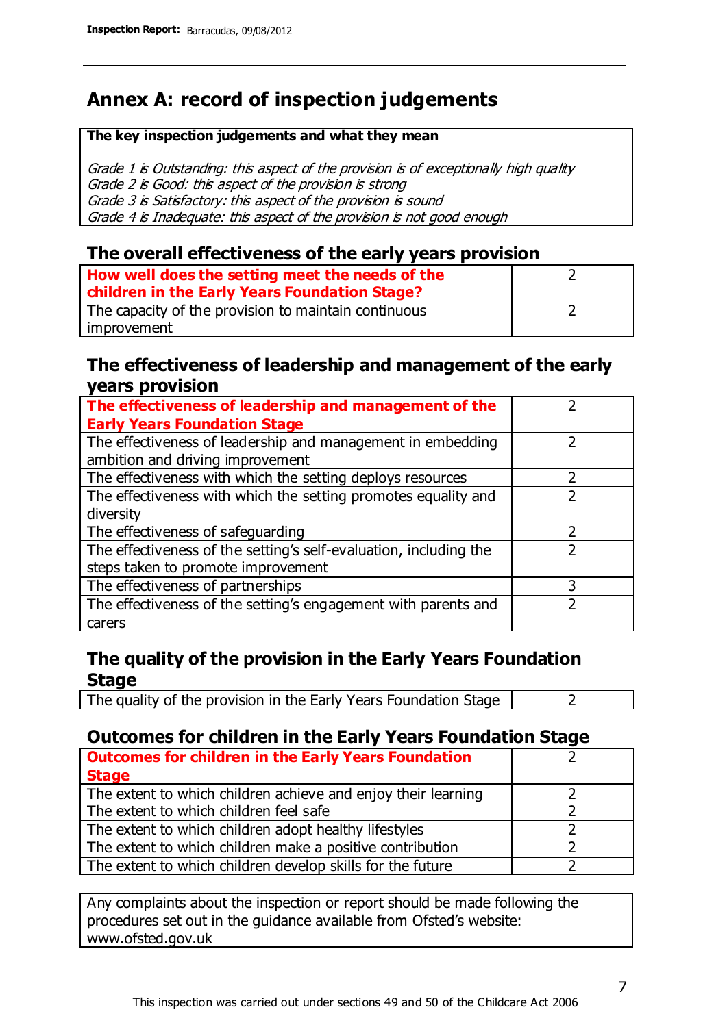# Annex A: record of inspection judgements

**The key inspection judgements and what they mean**

*Grade 1 is Outstanding: this aspect of the provision is of exceptionally high quality*
*Grade 2 is Good: this aspect of the provision is strong*
*Grade 3 is Satisfactory: this aspect of the provision is sound*
*Grade 4 is Inadequate: this aspect of the provision is not good enough*

## The overall effectiveness of the early years provision

| | |
|---|---|
| **How well does the setting meet the needs of the children in the Early Years Foundation Stage?** | 2 |
| The capacity of the provision to maintain continuous improvement | 2 |

## The effectiveness of leadership and management of the early years provision

| | |
|---|---|
| **The effectiveness of leadership and management of the Early Years Foundation Stage** | 2 |
| The effectiveness of leadership and management in embedding ambition and driving improvement | 2 |
| The effectiveness with which the setting deploys resources | 2 |
| The effectiveness with which the setting promotes equality and diversity | 2 |
| The effectiveness of safeguarding | 2 |
| The effectiveness of the setting's self-evaluation, including the steps taken to promote improvement | 2 |
| The effectiveness of partnerships | 3 |
| The effectiveness of the setting's engagement with parents and carers | 2 |

## The quality of the provision in the Early Years Foundation Stage

| | |
|---|---|
| The quality of the provision in the Early Years Foundation Stage | 2 |

## Outcomes for children in the Early Years Foundation Stage

| | |
|---|---|
| **Outcomes for children in the Early Years Foundation Stage** | 2 |
| The extent to which children achieve and enjoy their learning | 2 |
| The extent to which children feel safe | 2 |
| The extent to which children adopt healthy lifestyles | 2 |
| The extent to which children make a positive contribution | 2 |
| The extent to which children develop skills for the future | 2 |

Any complaints about the inspection or report should be made following the procedures set out in the guidance available from Ofsted's website: www.ofsted.gov.uk

This inspection was carried out under sections 49 and 50 of the Childcare Act 2006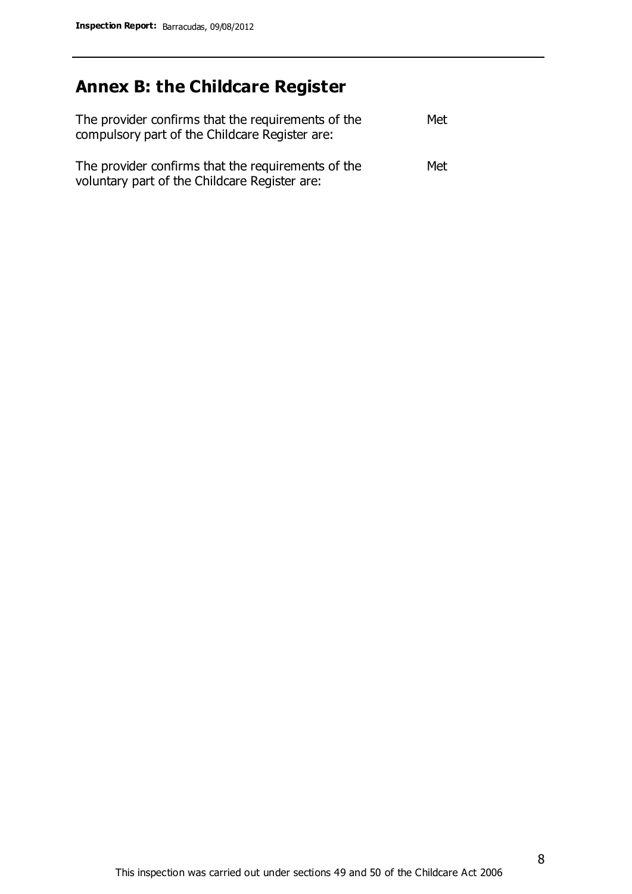## Annex B: the Childcare Register

| | |
|---|---|
| The provider confirms that the requirements of the compulsory part of the Childcare Register are: | Met |
| The provider confirms that the requirements of the voluntary part of the Childcare Register are: | Met |

This inspection was carried out under sections 49 and 50 of the Childcare Act 2006